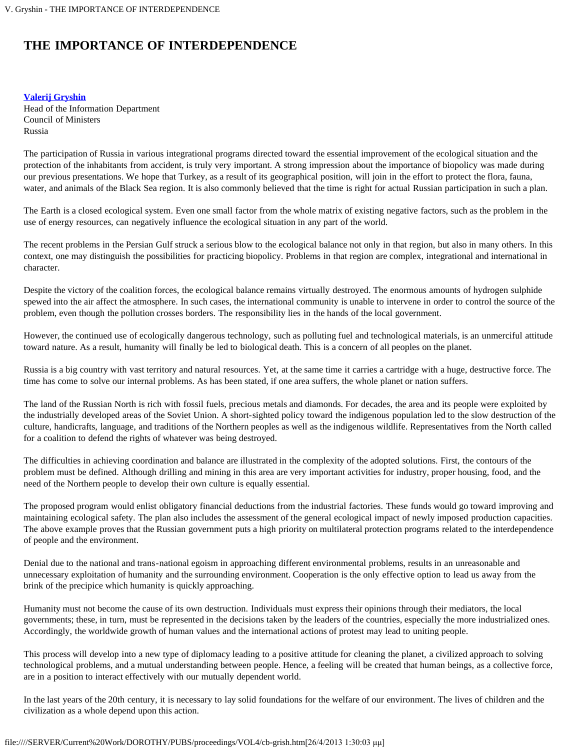# THE IMPORTANCE OF INTERDEPENDENCE

**Valerij Gryshin**
Head of the Information Department
Council of Ministers
Russia

The participation of Russia in various integrational programs directed toward the essential improvement of the ecological situation and the protection of the inhabitants from accident, is truly very important. A strong impression about the importance of biopolicy was made during our previous presentations. We hope that Turkey, as a result of its geographical position, will join in the effort to protect the flora, fauna, water, and animals of the Black Sea region. It is also commonly believed that the time is right for actual Russian participation in such a plan.

The Earth is a closed ecological system. Even one small factor from the whole matrix of existing negative factors, such as the problem in the use of energy resources, can negatively influence the ecological situation in any part of the world.

The recent problems in the Persian Gulf struck a serious blow to the ecological balance not only in that region, but also in many others. In this context, one may distinguish the possibilities for practicing biopolicy. Problems in that region are complex, integrational and international in character.

Despite the victory of the coalition forces, the ecological balance remains virtually destroyed. The enormous amounts of hydrogen sulphide spewed into the air affect the atmosphere. In such cases, the international community is unable to intervene in order to control the source of the problem, even though the pollution crosses borders. The responsibility lies in the hands of the local government.

However, the continued use of ecologically dangerous technology, such as polluting fuel and technological materials, is an unmerciful attitude toward nature. As a result, humanity will finally be led to biological death. This is a concern of all peoples on the planet.

Russia is a big country with vast territory and natural resources. Yet, at the same time it carries a cartridge with a huge, destructive force. The time has come to solve our internal problems. As has been stated, if one area suffers, the whole planet or nation suffers.

The land of the Russian North is rich with fossil fuels, precious metals and diamonds. For decades, the area and its people were exploited by the industrially developed areas of the Soviet Union. A short-sighted policy toward the indigenous population led to the slow destruction of the culture, handicrafts, language, and traditions of the Northern peoples as well as the indigenous wildlife. Representatives from the North called for a coalition to defend the rights of whatever was being destroyed.

The difficulties in achieving coordination and balance are illustrated in the complexity of the adopted solutions. First, the contours of the problem must be defined. Although drilling and mining in this area are very important activities for industry, proper housing, food, and the need of the Northern people to develop their own culture is equally essential.

The proposed program would enlist obligatory financial deductions from the industrial factories. These funds would go toward improving and maintaining ecological safety. The plan also includes the assessment of the general ecological impact of newly imposed production capacities. The above example proves that the Russian government puts a high priority on multilateral protection programs related to the interdependence of people and the environment.

Denial due to the national and trans-national egoism in approaching different environmental problems, results in an unreasonable and unnecessary exploitation of humanity and the surrounding environment. Cooperation is the only effective option to lead us away from the brink of the precipice which humanity is quickly approaching.

Humanity must not become the cause of its own destruction. Individuals must express their opinions through their mediators, the local governments; these, in turn, must be represented in the decisions taken by the leaders of the countries, especially the more industrialized ones. Accordingly, the worldwide growth of human values and the international actions of protest may lead to uniting people.

This process will develop into a new type of diplomacy leading to a positive attitude for cleaning the planet, a civilized approach to solving technological problems, and a mutual understanding between people. Hence, a feeling will be created that human beings, as a collective force, are in a position to interact effectively with our mutually dependent world.

In the last years of the 20th century, it is necessary to lay solid foundations for the welfare of our environment. The lives of children and the civilization as a whole depend upon this action.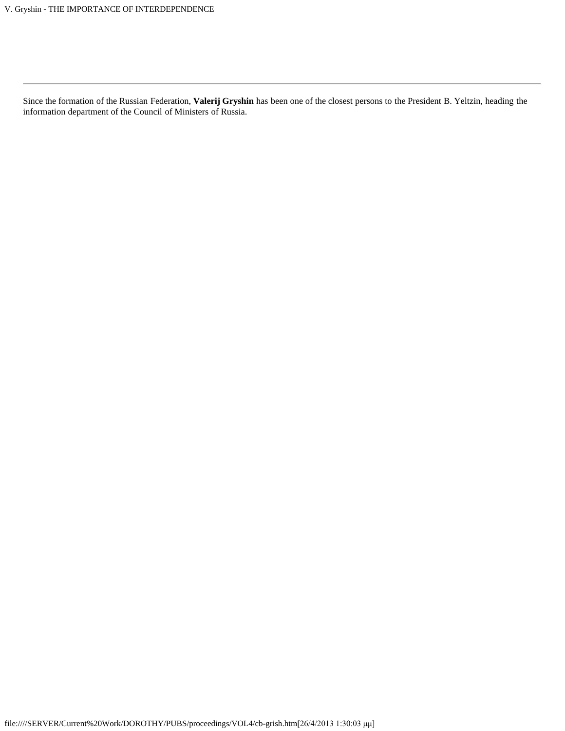---

Since the formation of the Russian Federation, **Valerij Gryshin** has been one of the closest persons to the President B. Yeltzin, heading the information department of the Council of Ministers of Russia.